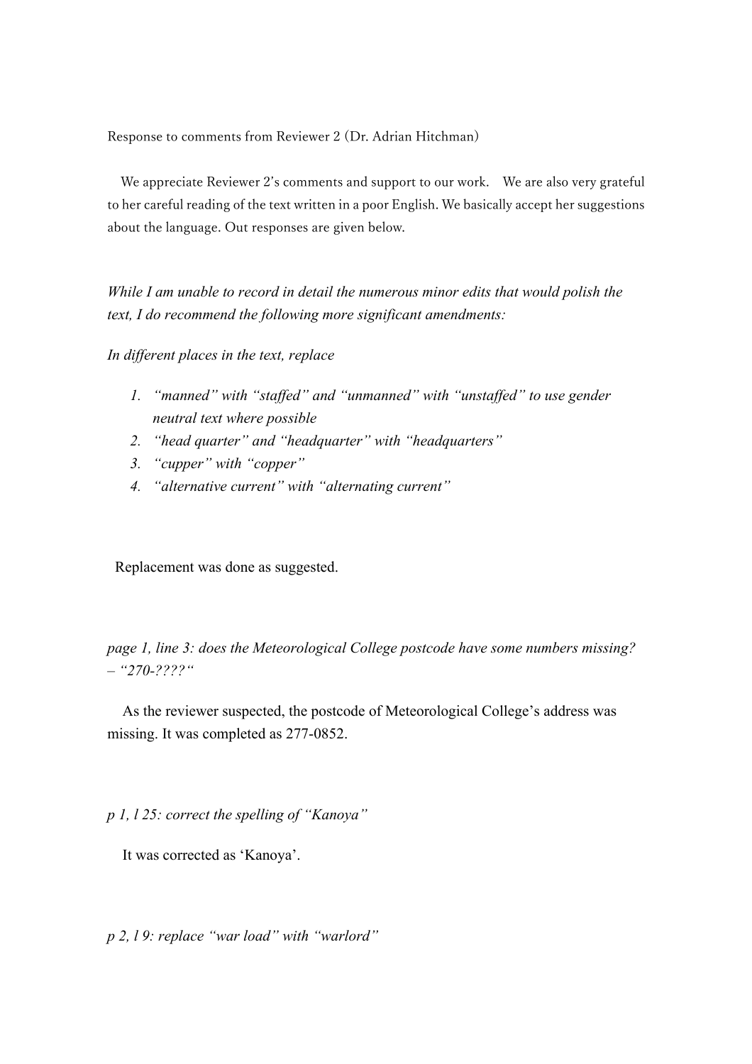Response to comments from Reviewer 2 (Dr. Adrian Hitchman)

We appreciate Reviewer 2's comments and support to our work. We are also very grateful to her careful reading of the text written in a poor English. We basically accept her suggestions about the language. Out responses are given below.

*While I am unable to record in detail the numerous minor edits that would polish the text, I do recommend the following more significant amendments:*

*In different places in the text, replace*

1. *"manned" with "staffed" and "unmanned" with "unstaffed" to use gender neutral text where possible*
2. *"head quarter" and "headquarter" with "headquarters"*
3. *"cupper" with "copper"*
4. *"alternative current" with "alternating current"*

Replacement was done as suggested.

*page 1, line 3: does the Meteorological College postcode have some numbers missing? – "270-????"*

As the reviewer suspected, the postcode of Meteorological College's address was missing. It was completed as 277-0852.

*p 1, l 25: correct the spelling of "Kanoya"*

It was corrected as 'Kanoya'.

*p 2, l 9: replace "war load" with "warlord"*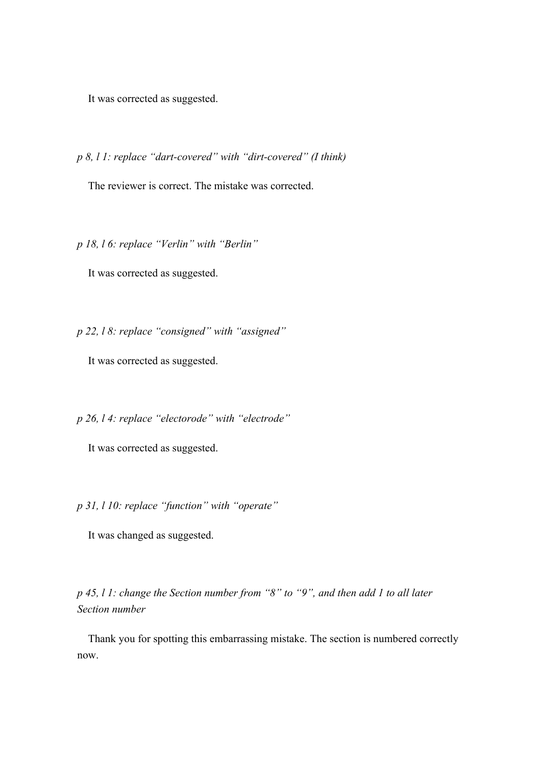It was corrected as suggested.

*p 8, l 1: replace "dart-covered" with "dirt-covered" (I think)*

The reviewer is correct. The mistake was corrected.

*p 18, l 6: replace "Verlin" with "Berlin"*

It was corrected as suggested.

*p 22, l 8: replace "consigned" with "assigned"*

It was corrected as suggested.

*p 26, l 4: replace "electorode" with "electrode"*

It was corrected as suggested.

*p 31, l 10: replace "function" with "operate"*

It was changed as suggested.

*p 45, l 1: change the Section number from "8" to "9", and then add 1 to all later Section number*

Thank you for spotting this embarrassing mistake. The section is numbered correctly now.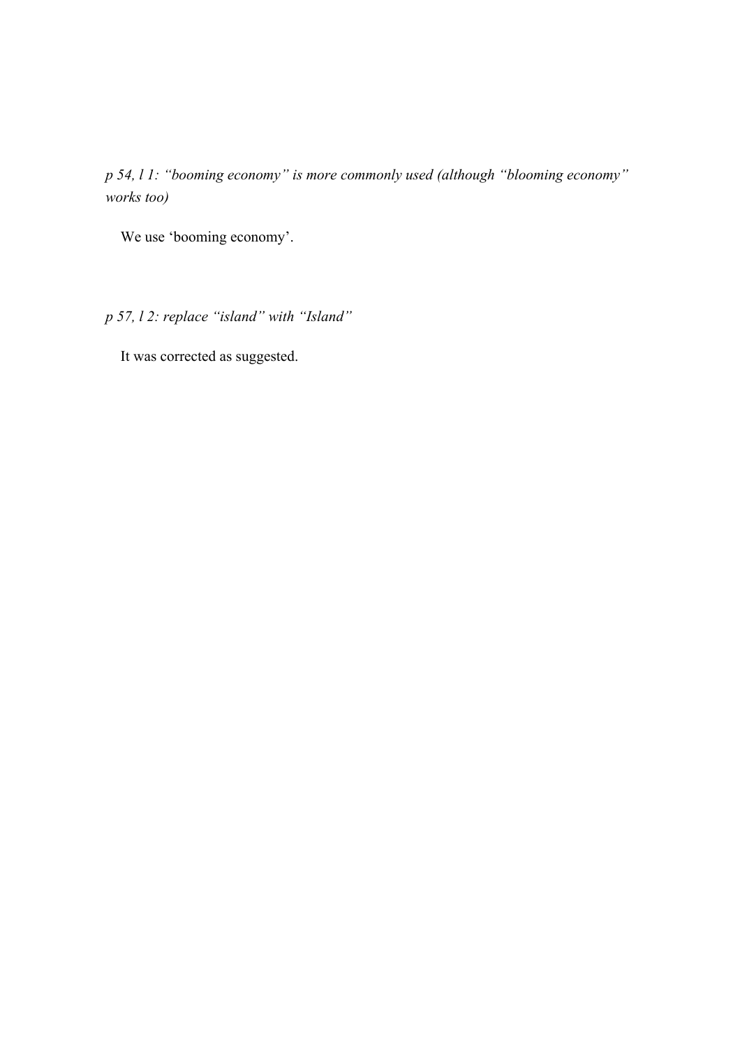*p 54, l 1: "booming economy" is more commonly used (although "blooming economy" works too)*

We use 'booming economy'.

*p 57, l 2: replace "island" with "Island"*

It was corrected as suggested.